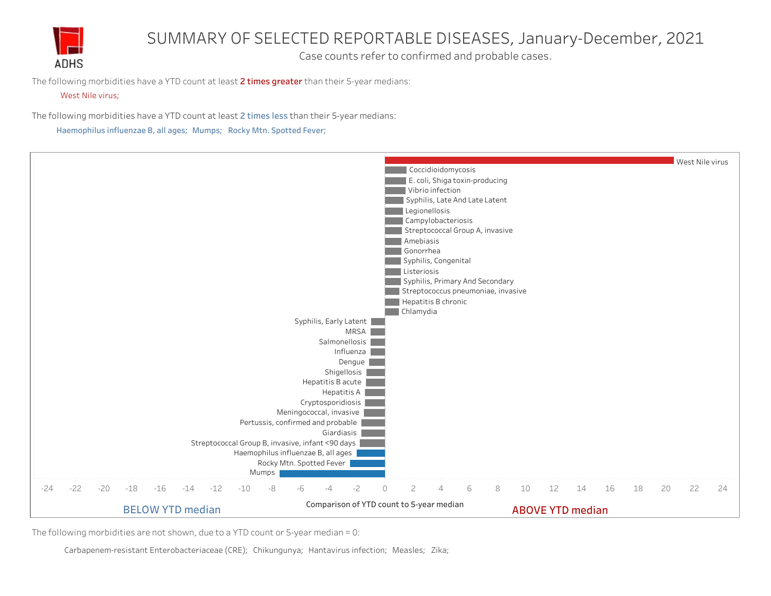ADHS

# SUMMARY OF SELECTED REPORTABLE DISEASES, January-December, 2021

Case counts refer to confirmed and probable cases.

The following morbidities have a YTD count at least **2 times greater** than their 5-year medians:

West Nile virus;

The following morbidities have a YTD count at least **2 times less** than their 5-year medians:

Haemophilus influenzae B, all ages; Mumps; Rocky Mtn. Spotted Fever;

West Nile virus
Coccidioidomycosis
E. coli, Shiga toxin-producing
Vibrio infection
Syphilis, Late And Late Latent
Legionellosis
Campylobacteriosis
Streptococcal Group A, invasive
Amebiasis
Gonorrhea
Syphilis, Congenital
Listeriosis
Syphilis, Primary And Secondary
Streptococcus pneumoniae, invasive
Hepatitis B chronic
Chlamydia
Syphilis, Early Latent
MRSA
Salmonellosis
Influenza
Dengue
Shigellosis
Hepatitis B acute
Hepatitis A
Cryptosporidiosis
Meningococcal, invasive
Pertussis, confirmed and probable
Giardiasis
Streptococcal Group B, invasive, infant <90 days
Haemophilus influenzae B, all ages
Rocky Mtn. Spotted Fever
Mumps

-24 -22 -20 -18 -16 -14 -12 -10 -8 -6 -4 -2 0 2 4 6 8 10 12 14 16 18 20 22 24

Comparison of YTD count to 5-year median

BELOW YTD median

ABOVE YTD median

The following morbidities are not shown, due to a YTD count or 5-year median = 0:

Carbapenem-resistant Enterobacteriaceae (CRE); Chikungunya; Hantavirus infection; Measles; Zika;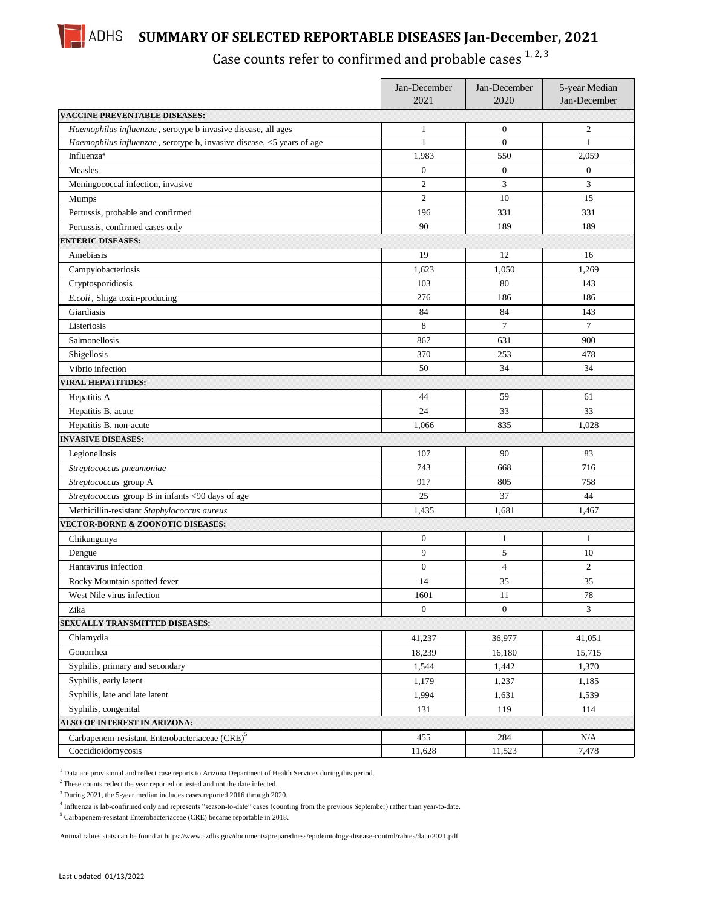# ADHS SUMMARY OF SELECTED REPORTABLE DISEASES Jan-December, 2021

## Case counts refer to confirmed and probable cases [1, 2, 3]

| | Jan-December 2021 | Jan-December 2020 | 5-year Median Jan-December |
|---|---|---|---|
| **VACCINE PREVENTABLE DISEASES:** | | | |
| *Haemophilus influenzae* , serotype b invasive disease, all ages | 1 | 0 | 2 |
| *Haemophilus influenzae* , serotype b, invasive disease, <5 years of age | 1 | 0 | 1 |
| Influenza[4] | 1,983 | 550 | 2,059 |
| Measles | 0 | 0 | 0 |
| Meningococcal infection, invasive | 2 | 3 | 3 |
| Mumps | 2 | 10 | 15 |
| Pertussis, probable and confirmed | 196 | 331 | 331 |
| Pertussis, confirmed cases only | 90 | 189 | 189 |
| **ENTERIC DISEASES:** | | | |
| Amebiasis | 19 | 12 | 16 |
| Campylobacteriosis | 1,623 | 1,050 | 1,269 |
| Cryptosporidiosis | 103 | 80 | 143 |
| *E.coli* , Shiga toxin-producing | 276 | 186 | 186 |
| Giardiasis | 84 | 84 | 143 |
| Listeriosis | 8 | 7 | 7 |
| Salmonellosis | 867 | 631 | 900 |
| Shigellosis | 370 | 253 | 478 |
| Vibrio infection | 50 | 34 | 34 |
| **VIRAL HEPATITIDES:** | | | |
| Hepatitis A | 44 | 59 | 61 |
| Hepatitis B, acute | 24 | 33 | 33 |
| Hepatitis B, non-acute | 1,066 | 835 | 1,028 |
| **INVASIVE DISEASES:** | | | |
| Legionellosis | 107 | 90 | 83 |
| *Streptococcus pneumoniae* | 743 | 668 | 716 |
| *Streptococcus* group A | 917 | 805 | 758 |
| *Streptococcus* group B in infants <90 days of age | 25 | 37 | 44 |
| Methicillin-resistant *Staphylococcus aureus* | 1,435 | 1,681 | 1,467 |
| **VECTOR-BORNE & ZOONOTIC DISEASES:** | | | |
| Chikungunya | 0 | 1 | 1 |
| Dengue | 9 | 5 | 10 |
| Hantavirus infection | 0 | 4 | 2 |
| Rocky Mountain spotted fever | 14 | 35 | 35 |
| West Nile virus infection | 1601 | 11 | 78 |
| Zika | 0 | 0 | 3 |
| **SEXUALLY TRANSMITTED DISEASES:** | | | |
| Chlamydia | 41,237 | 36,977 | 41,051 |
| Gonorrhea | 18,239 | 16,180 | 15,715 |
| Syphilis, primary and secondary | 1,544 | 1,442 | 1,370 |
| Syphilis, early latent | 1,179 | 1,237 | 1,185 |
| Syphilis, late and late latent | 1,994 | 1,631 | 1,539 |
| Syphilis, congenital | 131 | 119 | 114 |
| **ALSO OF INTEREST IN ARIZONA:** | | | |
| Carbapenem-resistant Enterobacteriaceae (CRE)[5] | 455 | 284 | N/A |
| Coccidioidomycosis | 11,628 | 11,523 | 7,478 |

[1] Data are provisional and reflect case reports to Arizona Department of Health Services during this period.

[2] These counts reflect the year reported or tested and not the date infected.

[3] During 2021, the 5-year median includes cases reported 2016 through 2020.

[4] Influenza is lab-confirmed only and represents "season-to-date" cases (counting from the previous September) rather than year-to-date.

[5] Carbapenem-resistant Enterobacteriaceae (CRE) became reportable in 2018.

Animal rabies stats can be found at https://www.azdhs.gov/documents/preparedness/epidemiology-disease-control/rabies/data/2021.pdf.

Last updated 01/13/2022